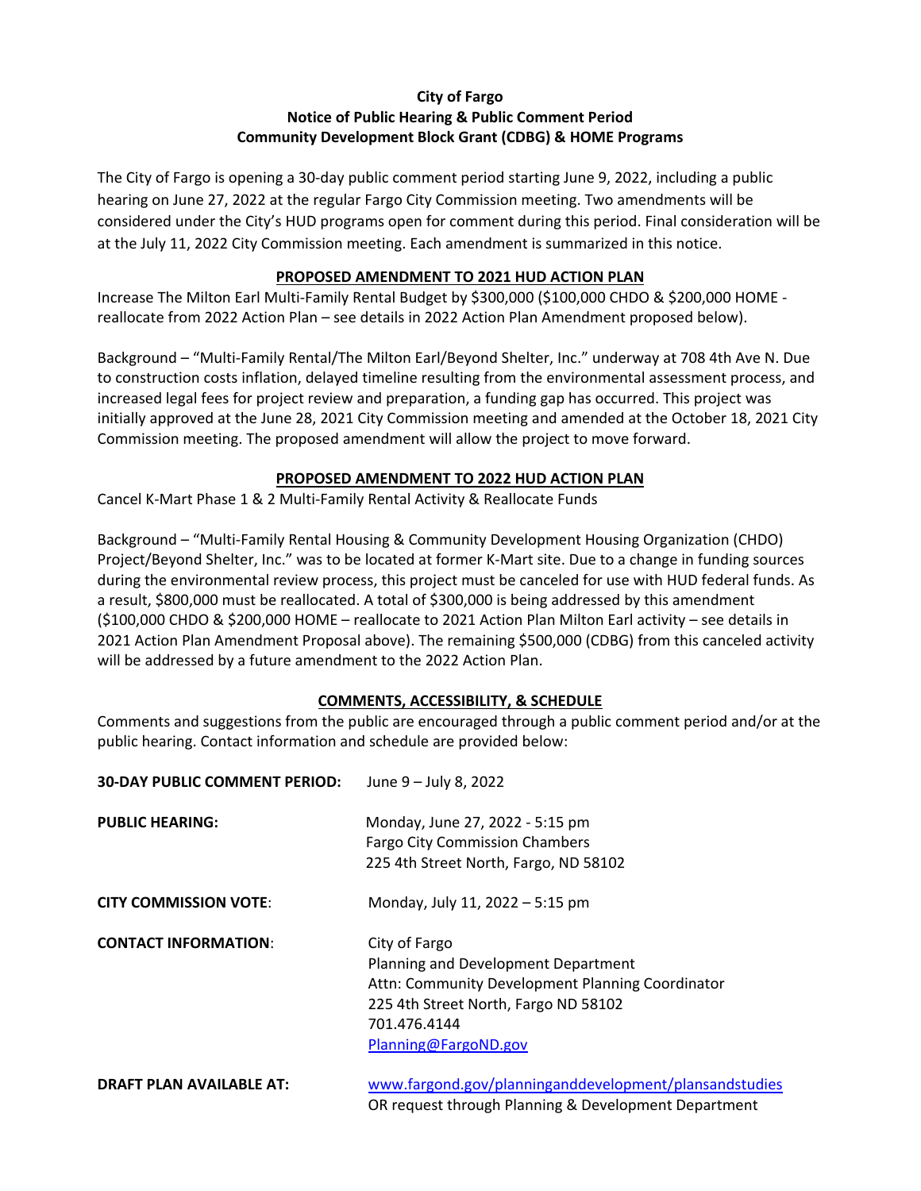**City of Fargo**
**Notice of Public Hearing & Public Comment Period**
**Community Development Block Grant (CDBG) & HOME Programs**

The City of Fargo is opening a 30-day public comment period starting June 9, 2022, including a public hearing on June 27, 2022 at the regular Fargo City Commission meeting. Two amendments will be considered under the City's HUD programs open for comment during this period. Final consideration will be at the July 11, 2022 City Commission meeting. Each amendment is summarized in this notice.

## PROPOSED AMENDMENT TO 2021 HUD ACTION PLAN

Increase The Milton Earl Multi-Family Rental Budget by $300,000 ($100,000 CHDO & $200,000 HOME - reallocate from 2022 Action Plan – see details in 2022 Action Plan Amendment proposed below).

Background – "Multi-Family Rental/The Milton Earl/Beyond Shelter, Inc." underway at 708 4th Ave N. Due to construction costs inflation, delayed timeline resulting from the environmental assessment process, and increased legal fees for project review and preparation, a funding gap has occurred. This project was initially approved at the June 28, 2021 City Commission meeting and amended at the October 18, 2021 City Commission meeting. The proposed amendment will allow the project to move forward.

## PROPOSED AMENDMENT TO 2022 HUD ACTION PLAN

Cancel K-Mart Phase 1 & 2 Multi-Family Rental Activity & Reallocate Funds

Background – "Multi-Family Rental Housing & Community Development Housing Organization (CHDO) Project/Beyond Shelter, Inc." was to be located at former K-Mart site. Due to a change in funding sources during the environmental review process, this project must be canceled for use with HUD federal funds. As a result, $800,000 must be reallocated. A total of $300,000 is being addressed by this amendment ($100,000 CHDO & $200,000 HOME – reallocate to 2021 Action Plan Milton Earl activity – see details in 2021 Action Plan Amendment Proposal above). The remaining $500,000 (CDBG) from this canceled activity will be addressed by a future amendment to the 2022 Action Plan.

## COMMENTS, ACCESSIBILITY, & SCHEDULE

Comments and suggestions from the public are encouraged through a public comment period and/or at the public hearing. Contact information and schedule are provided below:

**30-DAY PUBLIC COMMENT PERIOD:** June 9 – July 8, 2022

**PUBLIC HEARING:** Monday, June 27, 2022 - 5:15 pm
Fargo City Commission Chambers
225 4th Street North, Fargo, ND 58102

**CITY COMMISSION VOTE:** Monday, July 11, 2022 – 5:15 pm

**CONTACT INFORMATION:** City of Fargo
Planning and Development Department
Attn: Community Development Planning Coordinator
225 4th Street North, Fargo ND 58102
701.476.4144
Planning@FargoND.gov

**DRAFT PLAN AVAILABLE AT:** www.fargond.gov/planninganddevelopment/plansandstudies
OR request through Planning & Development Department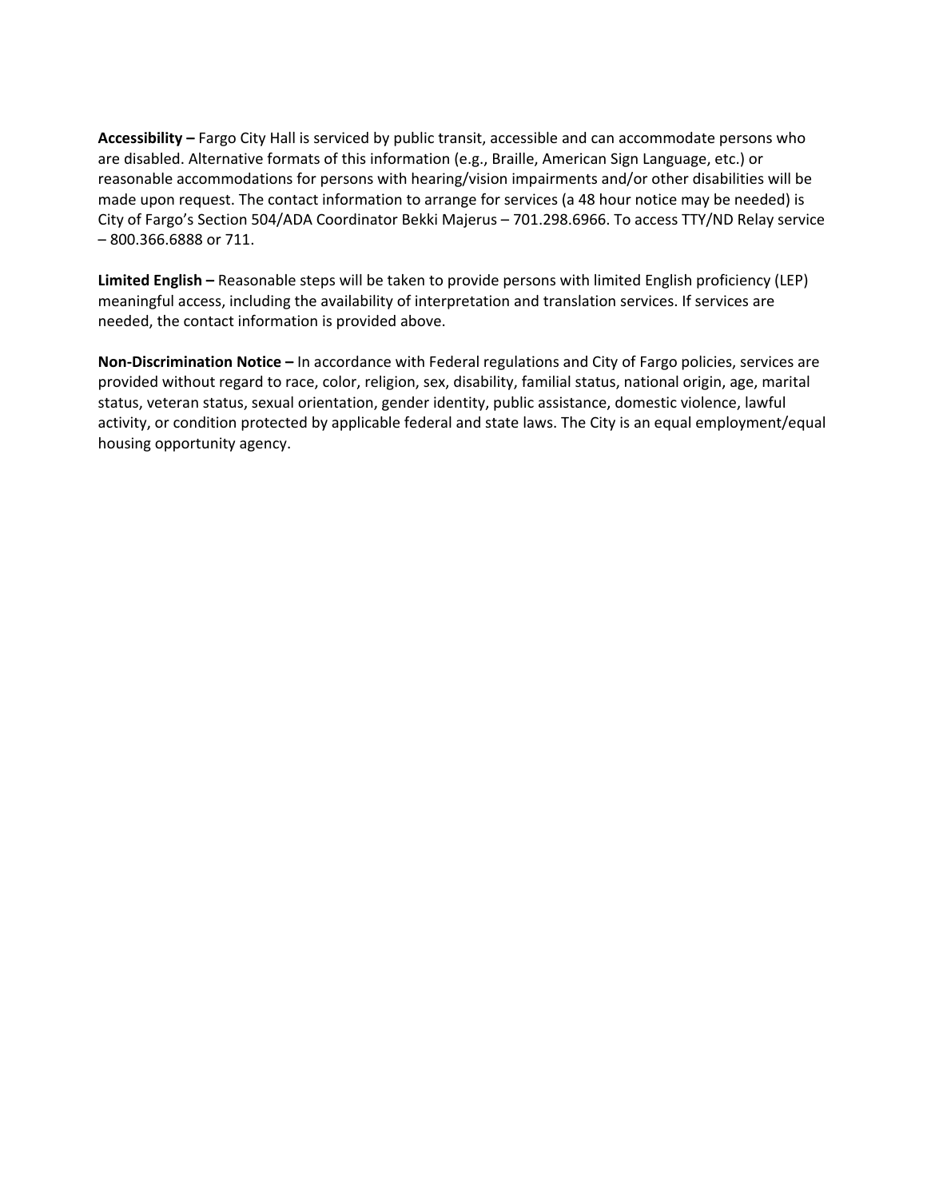**Accessibility –** Fargo City Hall is serviced by public transit, accessible and can accommodate persons who are disabled. Alternative formats of this information (e.g., Braille, American Sign Language, etc.) or reasonable accommodations for persons with hearing/vision impairments and/or other disabilities will be made upon request. The contact information to arrange for services (a 48 hour notice may be needed) is City of Fargo's Section 504/ADA Coordinator Bekki Majerus – 701.298.6966. To access TTY/ND Relay service – 800.366.6888 or 711.

**Limited English –** Reasonable steps will be taken to provide persons with limited English proficiency (LEP) meaningful access, including the availability of interpretation and translation services. If services are needed, the contact information is provided above.

**Non-Discrimination Notice –** In accordance with Federal regulations and City of Fargo policies, services are provided without regard to race, color, religion, sex, disability, familial status, national origin, age, marital status, veteran status, sexual orientation, gender identity, public assistance, domestic violence, lawful activity, or condition protected by applicable federal and state laws. The City is an equal employment/equal housing opportunity agency.